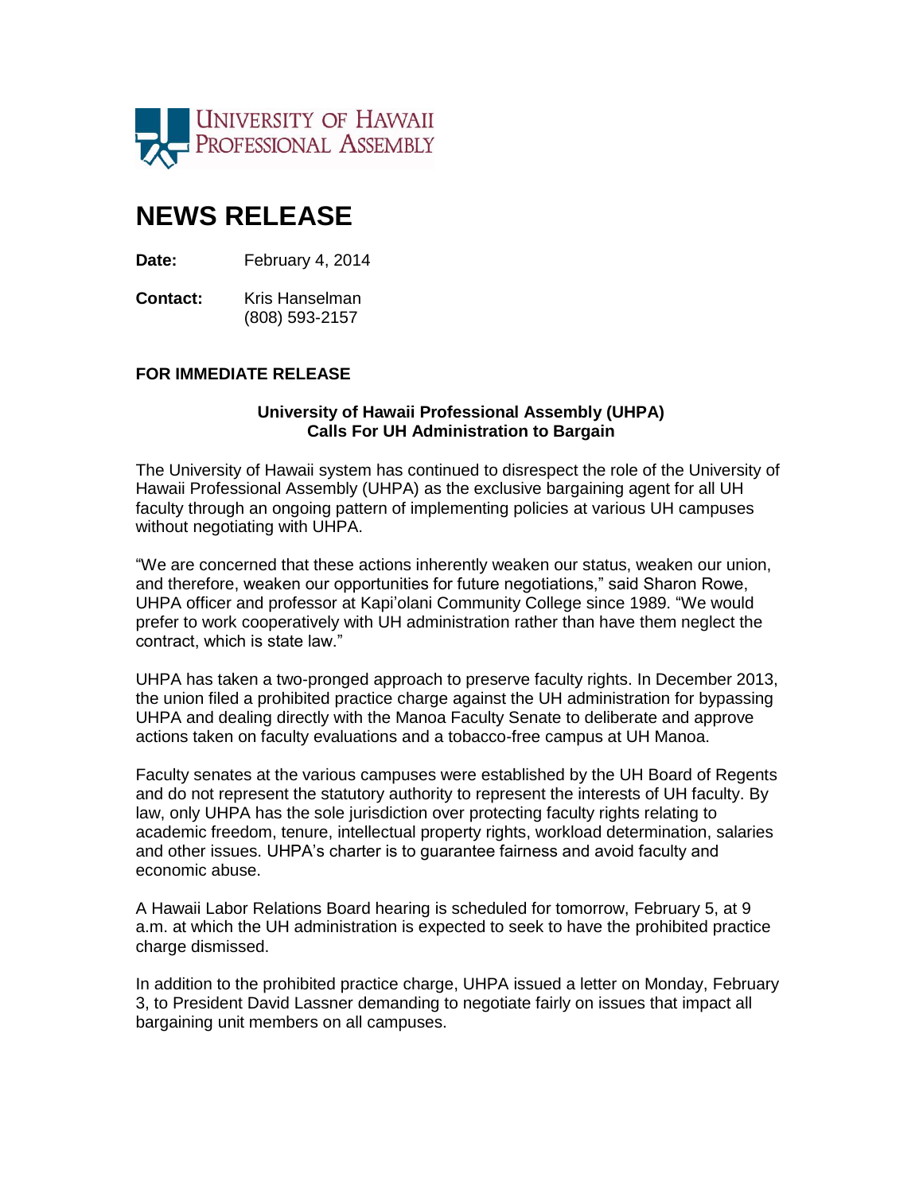UNIVERSITY OF HAWAII PROFESSIONAL ASSEMBLY

# NEWS RELEASE

**Date:** February 4, 2014

**Contact:** Kris Hanselman
(808) 593-2157

**FOR IMMEDIATE RELEASE**

**University of Hawaii Professional Assembly (UHPA)
Calls For UH Administration to Bargain**

The University of Hawaii system has continued to disrespect the role of the University of Hawaii Professional Assembly (UHPA) as the exclusive bargaining agent for all UH faculty through an ongoing pattern of implementing policies at various UH campuses without negotiating with UHPA.

"We are concerned that these actions inherently weaken our status, weaken our union, and therefore, weaken our opportunities for future negotiations," said Sharon Rowe, UHPA officer and professor at Kapi'olani Community College since 1989. "We would prefer to work cooperatively with UH administration rather than have them neglect the contract, which is state law."

UHPA has taken a two-pronged approach to preserve faculty rights. In December 2013, the union filed a prohibited practice charge against the UH administration for bypassing UHPA and dealing directly with the Manoa Faculty Senate to deliberate and approve actions taken on faculty evaluations and a tobacco-free campus at UH Manoa.

Faculty senates at the various campuses were established by the UH Board of Regents and do not represent the statutory authority to represent the interests of UH faculty. By law, only UHPA has the sole jurisdiction over protecting faculty rights relating to academic freedom, tenure, intellectual property rights, workload determination, salaries and other issues. UHPA's charter is to guarantee fairness and avoid faculty and economic abuse.

A Hawaii Labor Relations Board hearing is scheduled for tomorrow, February 5, at 9 a.m. at which the UH administration is expected to seek to have the prohibited practice charge dismissed.

In addition to the prohibited practice charge, UHPA issued a letter on Monday, February 3, to President David Lassner demanding to negotiate fairly on issues that impact all bargaining unit members on all campuses.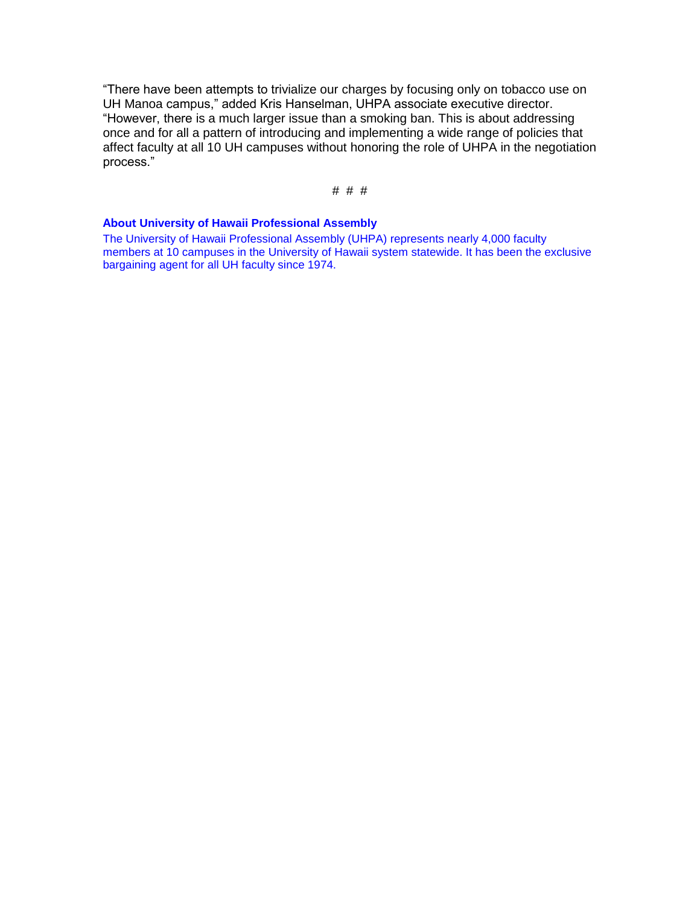"There have been attempts to trivialize our charges by focusing only on tobacco use on UH Manoa campus," added Kris Hanselman, UHPA associate executive director. "However, there is a much larger issue than a smoking ban. This is about addressing once and for all a pattern of introducing and implementing a wide range of policies that affect faculty at all 10 UH campuses without honoring the role of UHPA in the negotiation process."

# # #

**About University of Hawaii Professional Assembly**

The University of Hawaii Professional Assembly (UHPA) represents nearly 4,000 faculty members at 10 campuses in the University of Hawaii system statewide. It has been the exclusive bargaining agent for all UH faculty since 1974.